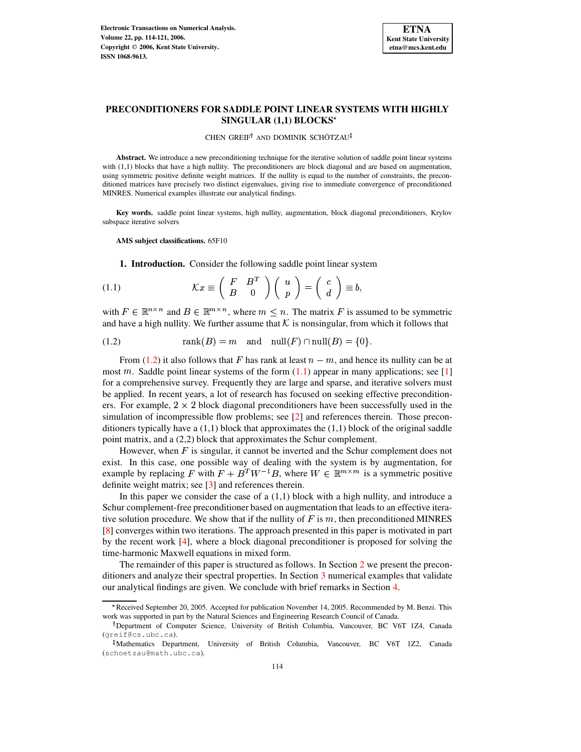# PRECONDITIONERS FOR SADDLE POINT LINEAR SYSTEMS WITH HIGHLY SINGULAR (1,1) BLOCKS*

CHEN GREIF† AND DOMINIK SCHÖTZAU‡

**Abstract.** We introduce a new preconditioning technique for the iterative solution of saddle point linear systems with (1,1) blocks that have a high nullity. The preconditioners are block diagonal and are based on augmentation, using symmetric positive definite weight matrices. If the nullity is equal to the number of constraints, the preconditioned matrices have precisely two distinct eigenvalues, giving rise to immediate convergence of preconditioned MINRES. Numerical examples illustrate our analytical findings.

**Key words.** saddle point linear systems, high nullity, augmentation, block diagonal preconditioners, Krylov subspace iterative solvers

**AMS subject classifications.** 65F10

## 1. Introduction.

Consider the following saddle point linear system

$$\mathcal{K}x \equiv \begin{pmatrix} F & B^T \\ B & 0 \end{pmatrix} \begin{pmatrix} u \\ p \end{pmatrix} = \begin{pmatrix} c \\ d \end{pmatrix} \equiv b, \tag{1.1}$$

with $F \in \mathbb{R}^{n \times n}$ and $B \in \mathbb{R}^{m \times n}$, where $m \leq n$. The matrix $F$ is assumed to be symmetric and have a high nullity. We further assume that $\mathcal{K}$ is nonsingular, from which it follows that

$$\operatorname{rank}(B) = m \quad \text{and} \quad \operatorname{null}(F) \cap \operatorname{null}(B) = \{0\}. \tag{1.2}$$

From (1.2) it also follows that $F$ has rank at least $n - m$, and hence its nullity can be at most $m$. Saddle point linear systems of the form (1.1) appear in many applications; see [1] for a comprehensive survey. Frequently they are large and sparse, and iterative solvers must be applied. In recent years, a lot of research has focused on seeking effective preconditioners. For example, $2 \times 2$ block diagonal preconditioners have been successfully used in the simulation of incompressible flow problems; see [2] and references therein. Those preconditioners typically have a (1,1) block that approximates the (1,1) block of the original saddle point matrix, and a (2,2) block that approximates the Schur complement.

However, when $F$ is singular, it cannot be inverted and the Schur complement does not exist. In this case, one possible way of dealing with the system is by augmentation, for example by replacing $F$ with $F + B^T W^{-1} B$, where $W \in \mathbb{R}^{m \times m}$ is a symmetric positive definite weight matrix; see [3] and references therein.

In this paper we consider the case of a (1,1) block with a high nullity, and introduce a Schur complement-free preconditioner based on augmentation that leads to an effective iterative solution procedure. We show that if the nullity of $F$ is $m$, then preconditioned MINRES [8] converges within two iterations. The approach presented in this paper is motivated in part by the recent work [4], where a block diagonal preconditioner is proposed for solving the time-harmonic Maxwell equations in mixed form.

The remainder of this paper is structured as follows. In Section 2 we present the preconditioners and analyze their spectral properties. In Section 3 numerical examples that validate our analytical findings are given. We conclude with brief remarks in Section 4.

---

*Received September 20, 2005. Accepted for publication November 14, 2005. Recommended by M. Benzi. This work was supported in part by the Natural Sciences and Engineering Research Council of Canada.

†Department of Computer Science, University of British Columbia, Vancouver, BC V6T 1Z4, Canada (greif@cs.ubc.ca).

‡Mathematics Department, University of British Columbia, Vancouver, BC V6T 1Z2, Canada (schoetzau@math.ubc.ca).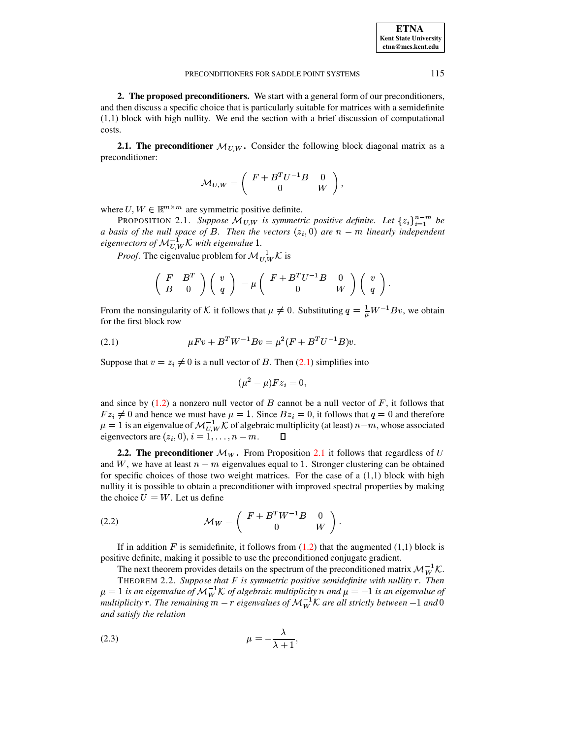## 2. The proposed preconditioners.

We start with a general form of our preconditioners, and then discuss a specific choice that is particularly suitable for matrices with a semidefinite (1,1) block with high nullity. We end the section with a brief discussion of computational costs.

### 2.1. The preconditioner $\mathcal{M}_{U,W}$.

Consider the following block diagonal matrix as a preconditioner:

$$\mathcal{M}_{U,W} = \begin{pmatrix} F + B^T U^{-1} B & 0 \\ 0 & W \end{pmatrix},$$

where $U, W \in \mathbb{R}^{m \times m}$ are symmetric positive definite.

PROPOSITION 2.1. *Suppose $\mathcal{M}_{U,W}$ is symmetric positive definite. Let $\{z_i\}_{i=1}^{n-m}$ be a basis of the null space of $B$. Then the vectors $(z_i, 0)$ are $n - m$ linearly independent eigenvectors of $\mathcal{M}_{U,W}^{-1}\mathcal{K}$ with eigenvalue 1.*

*Proof.* The eigenvalue problem for $\mathcal{M}_{U,W}^{-1}\mathcal{K}$ is

$$\begin{pmatrix} F & B^T \\ B & 0 \end{pmatrix} \begin{pmatrix} v \\ q \end{pmatrix} = \mu \begin{pmatrix} F + B^T U^{-1} B & 0 \\ 0 & W \end{pmatrix} \begin{pmatrix} v \\ q \end{pmatrix}.$$

From the nonsingularity of $\mathcal{K}$ it follows that $\mu \neq 0$. Substituting $q = \frac{1}{\mu} W^{-1} B v$, we obtain for the first block row

$$\mu F v + B^T W^{-1} B v = \mu^2 (F + B^T U^{-1} B) v. \tag{2.1}$$

Suppose that $v = z_i \neq 0$ is a null vector of $B$. Then (2.1) simplifies into

$$(\mu^2 - \mu) F z_i = 0,$$

and since by (1.2) a nonzero null vector of $B$ cannot be a null vector of $F$, it follows that $F z_i \neq 0$ and hence we must have $\mu = 1$. Since $B z_i = 0$, it follows that $q = 0$ and therefore $\mu = 1$ is an eigenvalue of $\mathcal{M}_{U,W}^{-1}\mathcal{K}$ of algebraic multiplicity (at least) $n - m$, whose associated eigenvectors are $(z_i, 0)$, $i = 1, \ldots, n - m$. ◻

### 2.2. The preconditioner $\mathcal{M}_W$.

From Proposition 2.1 it follows that regardless of $U$ and $W$, we have at least $n - m$ eigenvalues equal to 1. Stronger clustering can be obtained for specific choices of those two weight matrices. For the case of a (1,1) block with high nullity it is possible to obtain a preconditioner with improved spectral properties by making the choice $U = W$. Let us define

$$\mathcal{M}_W = \begin{pmatrix} F + B^T W^{-1} B & 0 \\ 0 & W \end{pmatrix}. \tag{2.2}$$

If in addition $F$ is semidefinite, it follows from (1.2) that the augmented (1,1) block is positive definite, making it possible to use the preconditioned conjugate gradient.

The next theorem provides details on the spectrum of the preconditioned matrix $\mathcal{M}_W^{-1}\mathcal{K}$.

THEOREM 2.2. *Suppose that $F$ is symmetric positive semidefinite with nullity $r$. Then $\mu = 1$ is an eigenvalue of $\mathcal{M}_W^{-1}\mathcal{K}$ of algebraic multiplicity $n$ and $\mu = -1$ is an eigenvalue of multiplicity $r$. The remaining $m - r$ eigenvalues of $\mathcal{M}_W^{-1}\mathcal{K}$ are all strictly between $-1$ and $0$ and satisfy the relation*

$$\mu = -\frac{\lambda}{\lambda + 1}, \tag{2.3}$$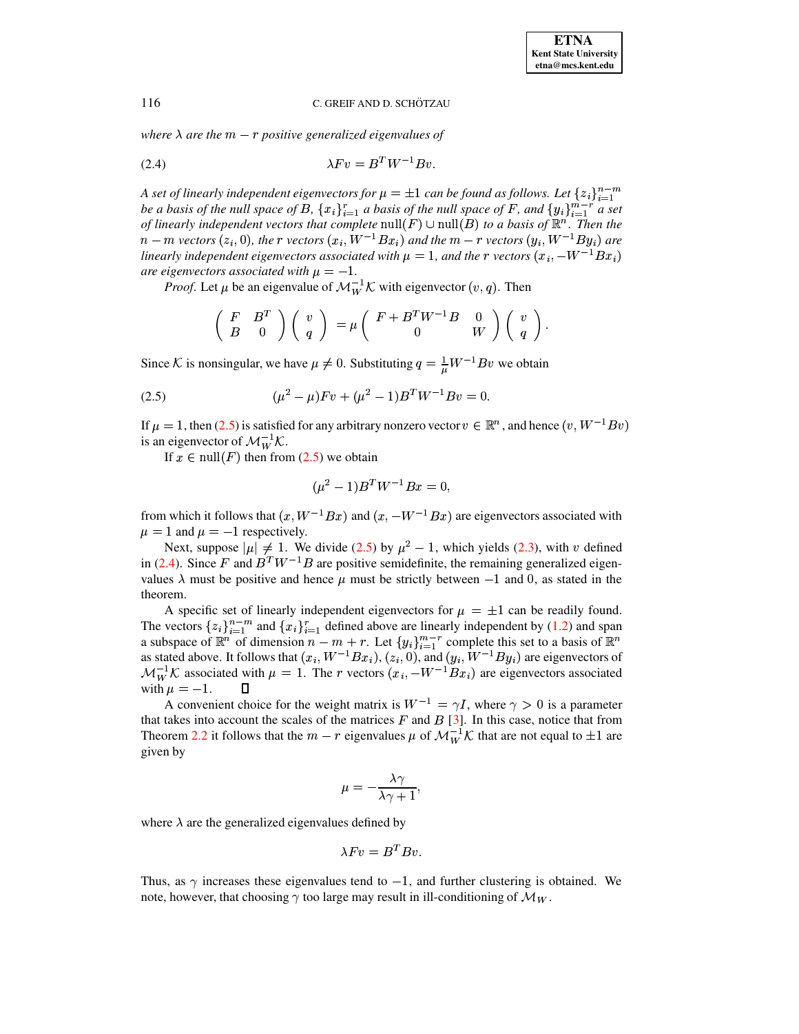*where $\lambda$ are the $m-r$ positive generalized eigenvalues of*

$$\lambda F v = B^T W^{-1} B v. \tag{2.4}$$

*A set of linearly independent eigenvectors for $\mu = \pm 1$ can be found as follows. Let $\{z_i\}_{i=1}^{n-m}$ be a basis of the null space of $B$, $\{x_i\}_{i=1}^{r}$ a basis of the null space of $F$, and $\{y_i\}_{i=1}^{m-r}$ a set of linearly independent vectors that complete $\text{null}(F) \cup \text{null}(B)$ to a basis of $\mathbb{R}^n$. Then the $n-m$ vectors $(z_i, 0)$, the $r$ vectors $(x_i, W^{-1}Bx_i)$ and the $m-r$ vectors $(y_i, W^{-1}By_i)$ are linearly independent eigenvectors associated with $\mu = 1$, and the $r$ vectors $(x_i, -W^{-1}Bx_i)$ are eigenvectors associated with $\mu = -1$.*

*Proof.* Let $\mu$ be an eigenvalue of $\mathcal{M}_W^{-1}\mathcal{K}$ with eigenvector $(v, q)$. Then

$$\begin{pmatrix} F & B^T \\ B & 0 \end{pmatrix} \begin{pmatrix} v \\ q \end{pmatrix} = \mu \begin{pmatrix} F + B^T W^{-1} B & 0 \\ 0 & W \end{pmatrix} \begin{pmatrix} v \\ q \end{pmatrix}.$$

Since $\mathcal{K}$ is nonsingular, we have $\mu \neq 0$. Substituting $q = \frac{1}{\mu} W^{-1} B v$ we obtain

$$(\mu^2 - \mu) F v + (\mu^2 - 1) B^T W^{-1} B v = 0. \tag{2.5}$$

If $\mu = 1$, then (2.5) is satisfied for any arbitrary nonzero vector $v \in \mathbb{R}^n$, and hence $(v, W^{-1}Bv)$ is an eigenvector of $\mathcal{M}_W^{-1}\mathcal{K}$.

If $x \in \text{null}(F)$ then from (2.5) we obtain

$$(\mu^2 - 1) B^T W^{-1} B x = 0,$$

from which it follows that $(x, W^{-1}Bx)$ and $(x, -W^{-1}Bx)$ are eigenvectors associated with $\mu = 1$ and $\mu = -1$ respectively.

Next, suppose $|\mu| \neq 1$. We divide (2.5) by $\mu^2 - 1$, which yields (2.3), with $v$ defined in (2.4). Since $F$ and $B^T W^{-1} B$ are positive semidefinite, the remaining generalized eigenvalues $\lambda$ must be positive and hence $\mu$ must be strictly between $-1$ and $0$, as stated in the theorem.

A specific set of linearly independent eigenvectors for $\mu = \pm 1$ can be readily found. The vectors $\{z_i\}_{i=1}^{n-m}$ and $\{x_i\}_{i=1}^{r}$ defined above are linearly independent by (1.2) and span a subspace of $\mathbb{R}^n$ of dimension $n - m + r$. Let $\{y_i\}_{i=1}^{m-r}$ complete this set to a basis of $\mathbb{R}^n$ as stated above. It follows that $(x_i, W^{-1}Bx_i)$, $(z_i, 0)$, and $(y_i, W^{-1}By_i)$ are eigenvectors of $\mathcal{M}_W^{-1}\mathcal{K}$ associated with $\mu = 1$. The $r$ vectors $(x_i, -W^{-1}Bx_i)$ are eigenvectors associated with $\mu = -1$. ∎

A convenient choice for the weight matrix is $W^{-1} = \gamma I$, where $\gamma > 0$ is a parameter that takes into account the scales of the matrices $F$ and $B$ [3]. In this case, notice that from Theorem 2.2 it follows that the $m - r$ eigenvalues $\mu$ of $\mathcal{M}_W^{-1}\mathcal{K}$ that are not equal to $\pm 1$ are given by

$$\mu = -\frac{\lambda\gamma}{\lambda\gamma + 1},$$

where $\lambda$ are the generalized eigenvalues defined by

$$\lambda F v = B^T B v.$$

Thus, as $\gamma$ increases these eigenvalues tend to $-1$, and further clustering is obtained. We note, however, that choosing $\gamma$ too large may result in ill-conditioning of $\mathcal{M}_W$.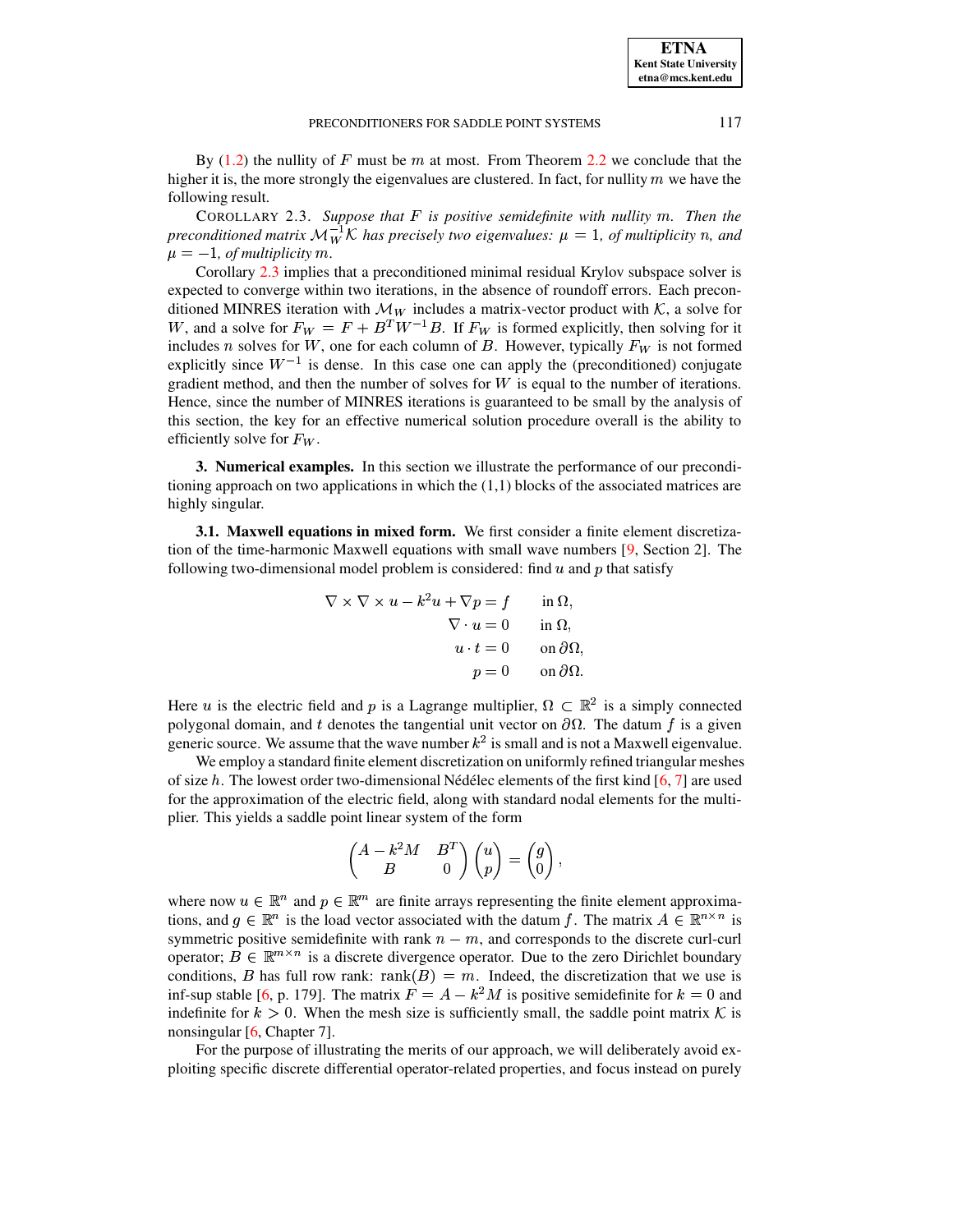By (1.2) the nullity of $F$ must be $m$ at most. From Theorem 2.2 we conclude that the higher it is, the more strongly the eigenvalues are clustered. In fact, for nullity $m$ we have the following result.

COROLLARY 2.3. *Suppose that $F$ is positive semidefinite with nullity $m$. Then the preconditioned matrix $\mathcal{M}_W^{-1}\mathcal{K}$ has precisely two eigenvalues: $\mu = 1$, of multiplicity $n$, and $\mu = -1$, of multiplicity $m$.*

Corollary 2.3 implies that a preconditioned minimal residual Krylov subspace solver is expected to converge within two iterations, in the absence of roundoff errors. Each preconditioned MINRES iteration with $\mathcal{M}_W$ includes a matrix-vector product with $\mathcal{K}$, a solve for $W$, and a solve for $F_W = F + B^T W^{-1} B$. If $F_W$ is formed explicitly, then solving for it includes $n$ solves for $W$, one for each column of $B$. However, typically $F_W$ is not formed explicitly since $W^{-1}$ is dense. In this case one can apply the (preconditioned) conjugate gradient method, and then the number of solves for $W$ is equal to the number of iterations. Hence, since the number of MINRES iterations is guaranteed to be small by the analysis of this section, the key for an effective numerical solution procedure overall is the ability to efficiently solve for $F_W$.

## 3. Numerical examples.

In this section we illustrate the performance of our preconditioning approach on two applications in which the (1,1) blocks of the associated matrices are highly singular.

### 3.1. Maxwell equations in mixed form.

We first consider a finite element discretization of the time-harmonic Maxwell equations with small wave numbers [9, Section 2]. The following two-dimensional model problem is considered: find $u$ and $p$ that satisfy

$$
\begin{aligned}
\nabla \times \nabla \times u - k^2 u + \nabla p = f \qquad & \text{in } \Omega, \\
\nabla \cdot u = 0 \qquad & \text{in } \Omega, \\
u \cdot t = 0 \qquad & \text{on } \partial\Omega, \\
p = 0 \qquad & \text{on } \partial\Omega.
\end{aligned}
$$

Here $u$ is the electric field and $p$ is a Lagrange multiplier, $\Omega \subset \mathbb{R}^2$ is a simply connected polygonal domain, and $t$ denotes the tangential unit vector on $\partial\Omega$. The datum $f$ is a given generic source. We assume that the wave number $k^2$ is small and is not a Maxwell eigenvalue.

We employ a standard finite element discretization on uniformly refined triangular meshes of size $h$. The lowest order two-dimensional Nédélec elements of the first kind [6, 7] are used for the approximation of the electric field, along with standard nodal elements for the multiplier. This yields a saddle point linear system of the form

$$
\begin{pmatrix} A - k^2 M & B^T \\ B & 0 \end{pmatrix} \begin{pmatrix} u \\ p \end{pmatrix} = \begin{pmatrix} g \\ 0 \end{pmatrix},
$$

where now $u \in \mathbb{R}^n$ and $p \in \mathbb{R}^m$ are finite arrays representing the finite element approximations, and $g \in \mathbb{R}^n$ is the load vector associated with the datum $f$. The matrix $A \in \mathbb{R}^{n \times n}$ is symmetric positive semidefinite with rank $n - m$, and corresponds to the discrete curl-curl operator; $B \in \mathbb{R}^{m \times n}$ is a discrete divergence operator. Due to the zero Dirichlet boundary conditions, $B$ has full row rank: $\text{rank}(B) = m$. Indeed, the discretization that we use is inf-sup stable [6, p. 179]. The matrix $F = A - k^2 M$ is positive semidefinite for $k = 0$ and indefinite for $k > 0$. When the mesh size is sufficiently small, the saddle point matrix $\mathcal{K}$ is nonsingular [6, Chapter 7].

For the purpose of illustrating the merits of our approach, we will deliberately avoid exploiting specific discrete differential operator-related properties, and focus instead on purely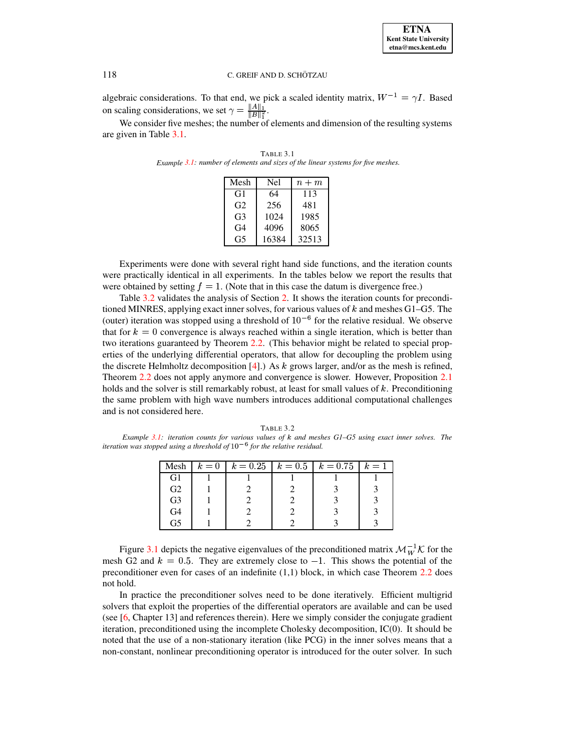algebraic considerations. To that end, we pick a scaled identity matrix, $W^{-1} = \gamma I$. Based on scaling considerations, we set $\gamma = \frac{\|A\|_1}{\|B\|_1^2}$.

We consider five meshes; the number of elements and dimension of the resulting systems are given in Table 3.1.

TABLE 3.1
*Example 3.1: number of elements and sizes of the linear systems for five meshes.*

| Mesh | Nel | $n+m$ |
|---|---|---|
| G1 | 64 | 113 |
| G2 | 256 | 481 |
| G3 | 1024 | 1985 |
| G4 | 4096 | 8065 |
| G5 | 16384 | 32513 |

Experiments were done with several right hand side functions, and the iteration counts were practically identical in all experiments. In the tables below we report the results that were obtained by setting $f = 1$. (Note that in this case the datum is divergence free.)

Table 3.2 validates the analysis of Section 2. It shows the iteration counts for preconditioned MINRES, applying exact inner solves, for various values of $k$ and meshes G1–G5. The (outer) iteration was stopped using a threshold of $10^{-6}$ for the relative residual. We observe that for $k = 0$ convergence is always reached within a single iteration, which is better than two iterations guaranteed by Theorem 2.2. (This behavior might be related to special properties of the underlying differential operators, that allow for decoupling the problem using the discrete Helmholtz decomposition [4].) As $k$ grows larger, and/or as the mesh is refined, Theorem 2.2 does not apply anymore and convergence is slower. However, Proposition 2.1 holds and the solver is still remarkably robust, at least for small values of $k$. Preconditioning the same problem with high wave numbers introduces additional computational challenges and is not considered here.

TABLE 3.2
*Example 3.1: iteration counts for various values of $k$ and meshes G1–G5 using exact inner solves. The iteration was stopped using a threshold of $10^{-6}$ for the relative residual.*

| Mesh | $k = 0$ | $k = 0.25$ | $k = 0.5$ | $k = 0.75$ | $k = 1$ |
|---|---|---|---|---|---|
| G1 | 1 | 1 | 1 | 1 | 1 |
| G2 | 1 | 2 | 2 | 3 | 3 |
| G3 | 1 | 2 | 2 | 3 | 3 |
| G4 | 1 | 2 | 2 | 3 | 3 |
| G5 | 1 | 2 | 2 | 3 | 3 |

Figure 3.1 depicts the negative eigenvalues of the preconditioned matrix $\mathcal{M}_W^{-1}\mathcal{K}$ for the mesh G2 and $k = 0.5$. They are extremely close to $-1$. This shows the potential of the preconditioner even for cases of an indefinite (1,1) block, in which case Theorem 2.2 does not hold.

In practice the preconditioner solves need to be done iteratively. Efficient multigrid solvers that exploit the properties of the differential operators are available and can be used (see [6, Chapter 13] and references therein). Here we simply consider the conjugate gradient iteration, preconditioned using the incomplete Cholesky decomposition, IC(0). It should be noted that the use of a non-stationary iteration (like PCG) in the inner solves means that a non-constant, nonlinear preconditioning operator is introduced for the outer solver. In such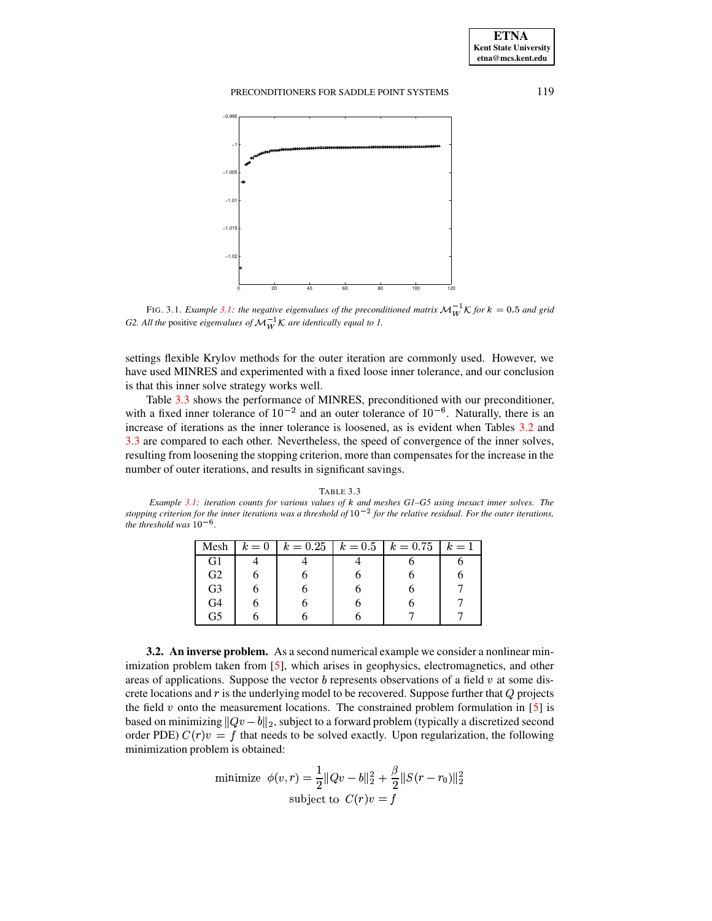FIG. 3.1. *Example 3.1: the negative eigenvalues of the preconditioned matrix $\mathcal{M}_W^{-1}\mathcal{K}$ for $k = 0.5$ and grid G2. All the* positive *eigenvalues of $\mathcal{M}_W^{-1}\mathcal{K}$ are identically equal to 1.*

settings flexible Krylov methods for the outer iteration are commonly used. However, we have used MINRES and experimented with a fixed loose inner tolerance, and our conclusion is that this inner solve strategy works well.

Table 3.3 shows the performance of MINRES, preconditioned with our preconditioner, with a fixed inner tolerance of $10^{-2}$ and an outer tolerance of $10^{-6}$. Naturally, there is an increase of iterations as the inner tolerance is loosened, as is evident when Tables 3.2 and 3.3 are compared to each other. Nevertheless, the speed of convergence of the inner solves, resulting from loosening the stopping criterion, more than compensates for the increase in the number of outer iterations, and results in significant savings.

TABLE 3.3
*Example 3.1: iteration counts for various values of $k$ and meshes G1–G5 using inexact inner solves. The stopping criterion for the inner iterations was a threshold of $10^{-2}$ for the relative residual. For the outer iterations, the threshold was $10^{-6}$.*

| Mesh | $k = 0$ | $k = 0.25$ | $k = 0.5$ | $k = 0.75$ | $k = 1$ |
|---|---|---|---|---|---|
| G1 | 4 | 4 | 4 | 6 | 6 |
| G2 | 6 | 6 | 6 | 6 | 6 |
| G3 | 6 | 6 | 6 | 6 | 7 |
| G4 | 6 | 6 | 6 | 6 | 7 |
| G5 | 6 | 6 | 6 | 7 | 7 |

**3.2. An inverse problem.** As a second numerical example we consider a nonlinear minimization problem taken from [5], which arises in geophysics, electromagnetics, and other areas of applications. Suppose the vector $b$ represents observations of a field $v$ at some discrete locations and $r$ is the underlying model to be recovered. Suppose further that $Q$ projects the field $v$ onto the measurement locations. The constrained problem formulation in [5] is based on minimizing $\|Qv - b\|_2$, subject to a forward problem (typically a discretized second order PDE) $C(r)v = f$ that needs to be solved exactly. Upon regularization, the following minimization problem is obtained:

$$\begin{gathered}\text{minimize} \;\; \phi(v, r) = \frac{1}{2}\|Qv - b\|_2^2 + \frac{\beta}{2}\|S(r - r_0)\|_2^2 \\ \text{subject to} \;\; C(r)v = f\end{gathered}$$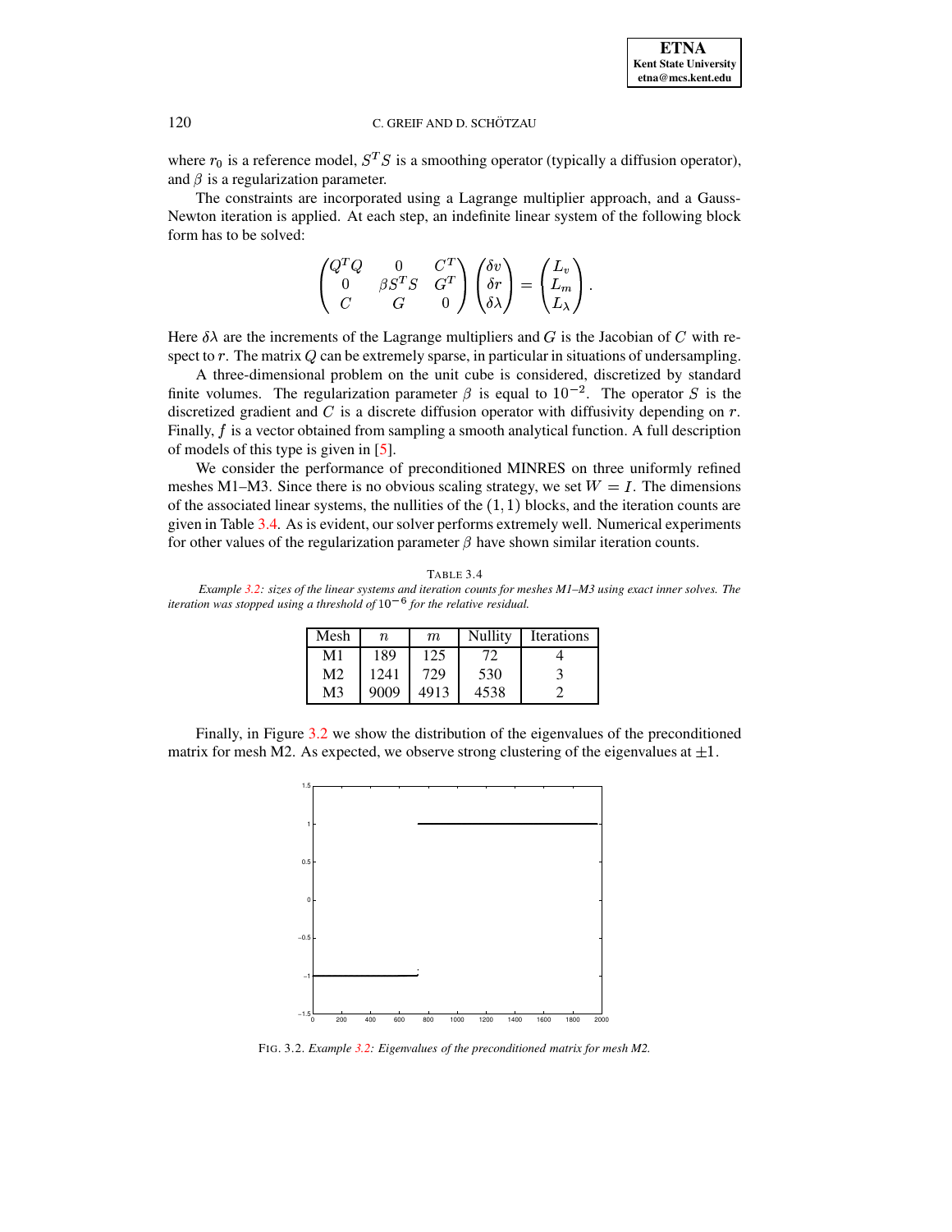where $r_0$ is a reference model, $S^T S$ is a smoothing operator (typically a diffusion operator), and $\beta$ is a regularization parameter.

The constraints are incorporated using a Lagrange multiplier approach, and a Gauss-Newton iteration is applied. At each step, an indefinite linear system of the following block form has to be solved:

$$\begin{pmatrix} Q^T Q & 0 & C^T \\ 0 & \beta S^T S & G^T \\ C & G & 0 \end{pmatrix} \begin{pmatrix} \delta v \\ \delta r \\ \delta \lambda \end{pmatrix} = \begin{pmatrix} L_v \\ L_m \\ L_\lambda \end{pmatrix}.$$

Here $\delta\lambda$ are the increments of the Lagrange multipliers and $G$ is the Jacobian of $C$ with respect to $r$. The matrix $Q$ can be extremely sparse, in particular in situations of undersampling.

A three-dimensional problem on the unit cube is considered, discretized by standard finite volumes. The regularization parameter $\beta$ is equal to $10^{-2}$. The operator $S$ is the discretized gradient and $C$ is a discrete diffusion operator with diffusivity depending on $r$. Finally, $f$ is a vector obtained from sampling a smooth analytical function. A full description of models of this type is given in [5].

We consider the performance of preconditioned MINRES on three uniformly refined meshes M1–M3. Since there is no obvious scaling strategy, we set $W = I$. The dimensions of the associated linear systems, the nullities of the $(1,1)$ blocks, and the iteration counts are given in Table 3.4. As is evident, our solver performs extremely well. Numerical experiments for other values of the regularization parameter $\beta$ have shown similar iteration counts.

TABLE 3.4
*Example 3.2: sizes of the linear systems and iteration counts for meshes M1–M3 using exact inner solves. The iteration was stopped using a threshold of $10^{-6}$ for the relative residual.*

| Mesh | $n$ | $m$ | Nullity | Iterations |
|---|---|---|---|---|
| M1 | 189 | 125 | 72 | 4 |
| M2 | 1241 | 729 | 530 | 3 |
| M3 | 9009 | 4913 | 4538 | 2 |

Finally, in Figure 3.2 we show the distribution of the eigenvalues of the preconditioned matrix for mesh M2. As expected, we observe strong clustering of the eigenvalues at $\pm 1$.

FIG. 3.2. *Example 3.2: Eigenvalues of the preconditioned matrix for mesh M2.*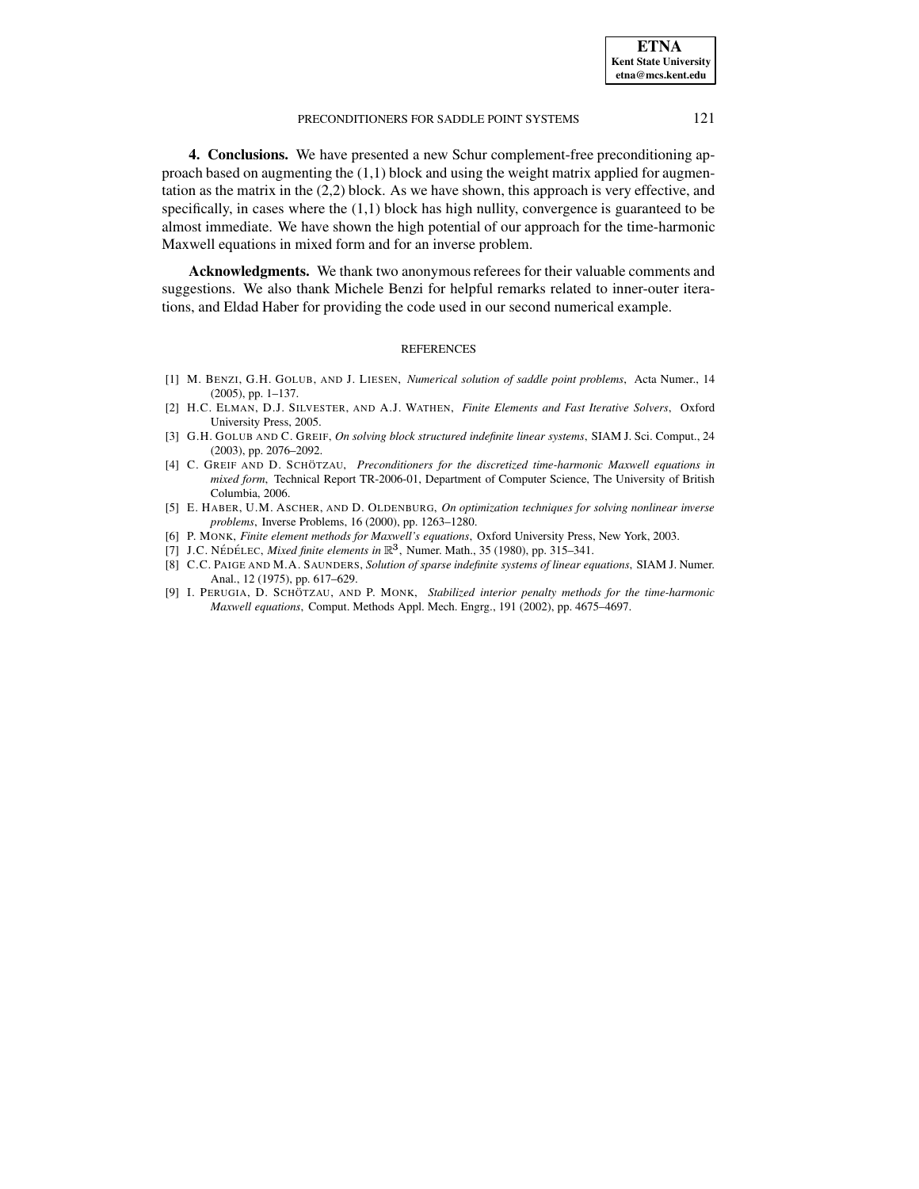**4. Conclusions.** We have presented a new Schur complement-free preconditioning approach based on augmenting the (1,1) block and using the weight matrix applied for augmentation as the matrix in the (2,2) block. As we have shown, this approach is very effective, and specifically, in cases where the (1,1) block has high nullity, convergence is guaranteed to be almost immediate. We have shown the high potential of our approach for the time-harmonic Maxwell equations in mixed form and for an inverse problem.

**Acknowledgments.** We thank two anonymous referees for their valuable comments and suggestions. We also thank Michele Benzi for helpful remarks related to inner-outer iterations, and Eldad Haber for providing the code used in our second numerical example.

REFERENCES

[1] M. BENZI, G.H. GOLUB, AND J. LIESEN, *Numerical solution of saddle point problems*, Acta Numer., 14 (2005), pp. 1–137.

[2] H.C. ELMAN, D.J. SILVESTER, AND A.J. WATHEN, *Finite Elements and Fast Iterative Solvers*, Oxford University Press, 2005.

[3] G.H. GOLUB AND C. GREIF, *On solving block structured indefinite linear systems*, SIAM J. Sci. Comput., 24 (2003), pp. 2076–2092.

[4] C. GREIF AND D. SCHÖTZAU, *Preconditioners for the discretized time-harmonic Maxwell equations in mixed form*, Technical Report TR-2006-01, Department of Computer Science, The University of British Columbia, 2006.

[5] E. HABER, U.M. ASCHER, AND D. OLDENBURG, *On optimization techniques for solving nonlinear inverse problems*, Inverse Problems, 16 (2000), pp. 1263–1280.

[6] P. MONK, *Finite element methods for Maxwell's equations*, Oxford University Press, New York, 2003.

[7] J.C. NÉDÉLEC, *Mixed finite elements in* $\mathbb{R}^3$, Numer. Math., 35 (1980), pp. 315–341.

[8] C.C. PAIGE AND M.A. SAUNDERS, *Solution of sparse indefinite systems of linear equations*, SIAM J. Numer. Anal., 12 (1975), pp. 617–629.

[9] I. PERUGIA, D. SCHÖTZAU, AND P. MONK, *Stabilized interior penalty methods for the time-harmonic Maxwell equations*, Comput. Methods Appl. Mech. Engrg., 191 (2002), pp. 4675–4697.